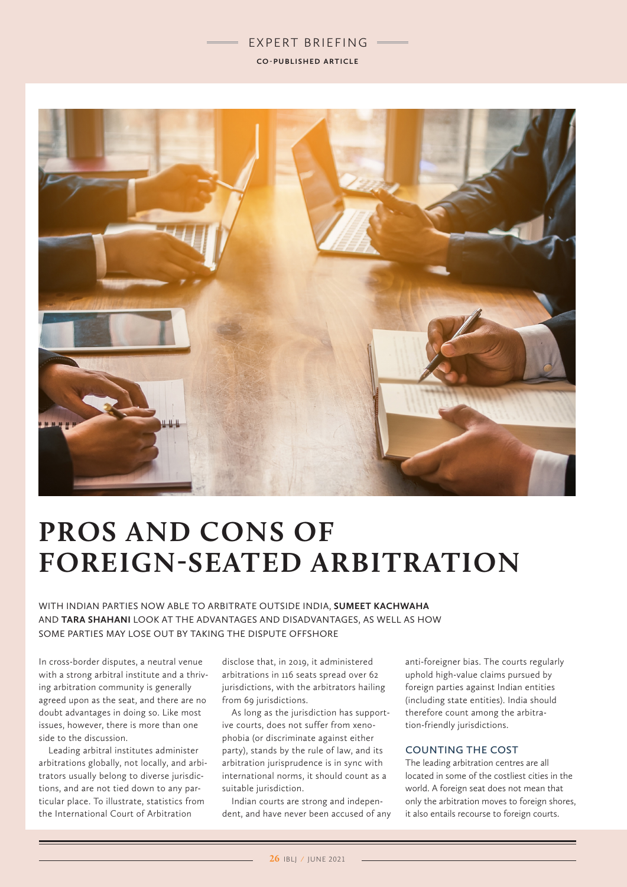EXPERT BRIEFING

CO-PUBLISHED ARTICLE

# PROS AND CONS OF FOREIGN-SEATED ARBITRATION

WITH INDIAN PARTIES NOW ABLE TO ARBITRATE OUTSIDE INDIA, **SUMEET KACHWAHA** AND **TARA SHAHANI** LOOK AT THE ADVANTAGES AND DISADVANTAGES, AS WELL AS HOW SOME PARTIES MAY LOSE OUT BY TAKING THE DISPUTE OFFSHORE

In cross-border disputes, a neutral venue with a strong arbitral institute and a thriving arbitration community is generally agreed upon as the seat, and there are no doubt advantages in doing so. Like most issues, however, there is more than one side to the discussion.

Leading arbitral institutes administer arbitrations globally, not locally, and arbitrators usually belong to diverse jurisdictions, and are not tied down to any particular place. To illustrate, statistics from the International Court of Arbitration disclose that, in 2019, it administered arbitrations in 116 seats spread over 62 jurisdictions, with the arbitrators hailing from 69 jurisdictions.

As long as the jurisdiction has supportive courts, does not suffer from xenophobia (or discriminate against either party), stands by the rule of law, and its arbitration jurisprudence is in sync with international norms, it should count as a suitable jurisdiction.

Indian courts are strong and independent, and have never been accused of any anti-foreigner bias. The courts regularly uphold high-value claims pursued by foreign parties against Indian entities (including state entities). India should therefore count among the arbitration-friendly jurisdictions.

## COUNTING THE COST

The leading arbitration centres are all located in some of the costliest cities in the world. A foreign seat does not mean that only the arbitration moves to foreign shores, it also entails recourse to foreign courts.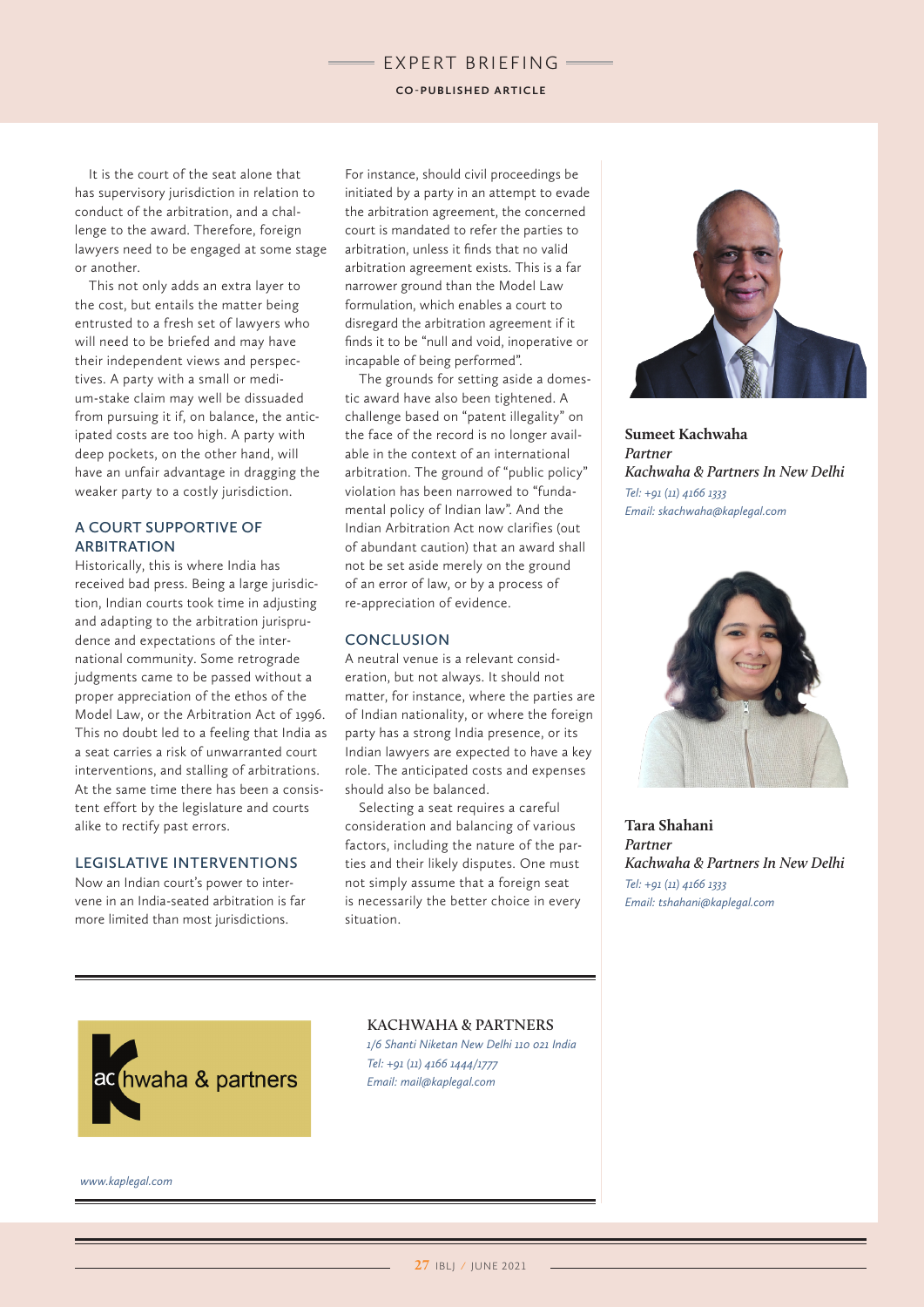It is the court of the seat alone that has supervisory jurisdiction in relation to conduct of the arbitration, and a challenge to the award. Therefore, foreign lawyers need to be engaged at some stage or another.

This not only adds an extra layer to the cost, but entails the matter being entrusted to a fresh set of lawyers who will need to be briefed and may have their independent views and perspectives. A party with a small or medium-stake claim may well be dissuaded from pursuing it if, on balance, the anticipated costs are too high. A party with deep pockets, on the other hand, will have an unfair advantage in dragging the weaker party to a costly jurisdiction.

## A COURT SUPPORTIVE OF ARBITRATION

Historically, this is where India has received bad press. Being a large jurisdiction, Indian courts took time in adjusting and adapting to the arbitration jurisprudence and expectations of the international community. Some retrograde judgments came to be passed without a proper appreciation of the ethos of the Model Law, or the Arbitration Act of 1996. This no doubt led to a feeling that India as a seat carries a risk of unwarranted court interventions, and stalling of arbitrations. At the same time there has been a consistent effort by the legislature and courts alike to rectify past errors.

## LEGISLATIVE INTERVENTIONS

Now an Indian court's power to intervene in an India-seated arbitration is far more limited than most jurisdictions.

For instance, should civil proceedings be initiated by a party in an attempt to evade the arbitration agreement, the concerned court is mandated to refer the parties to arbitration, unless it finds that no valid arbitration agreement exists. This is a far narrower ground than the Model Law formulation, which enables a court to disregard the arbitration agreement if it finds it to be "null and void, inoperative or incapable of being performed".

The grounds for setting aside a domestic award have also been tightened. A challenge based on "patent illegality" on the face of the record is no longer available in the context of an international arbitration. The ground of "public policy" violation has been narrowed to "fundamental policy of Indian law". And the Indian Arbitration Act now clarifies (out of abundant caution) that an award shall not be set aside merely on the ground of an error of law, or by a process of re-appreciation of evidence.

## CONCLUSION

A neutral venue is a relevant consideration, but not always. It should not matter, for instance, where the parties are of Indian nationality, or where the foreign party has a strong India presence, or its Indian lawyers are expected to have a key role. The anticipated costs and expenses should also be balanced.

Selecting a seat requires a careful consideration and balancing of various factors, including the nature of the parties and their likely disputes. One must not simply assume that a foreign seat is necessarily the better choice in every situation.

**Sumeet Kachwaha**
*Partner*
*Kachwaha & Partners In New Delhi*
*Tel: +91 (11) 4166 1333*
*Email: skachwaha@kaplegal.com*

**Tara Shahani**
*Partner*
*Kachwaha & Partners In New Delhi*
*Tel: +91 (11) 4166 1333*
*Email: tshahani@kaplegal.com*

**KACHWAHA & PARTNERS**
*1/6 Shanti Niketan New Delhi 110 021 India*
*Tel: +91 (11) 4166 1444/1777*
*Email: mail@kaplegal.com*

*www.kaplegal.com*